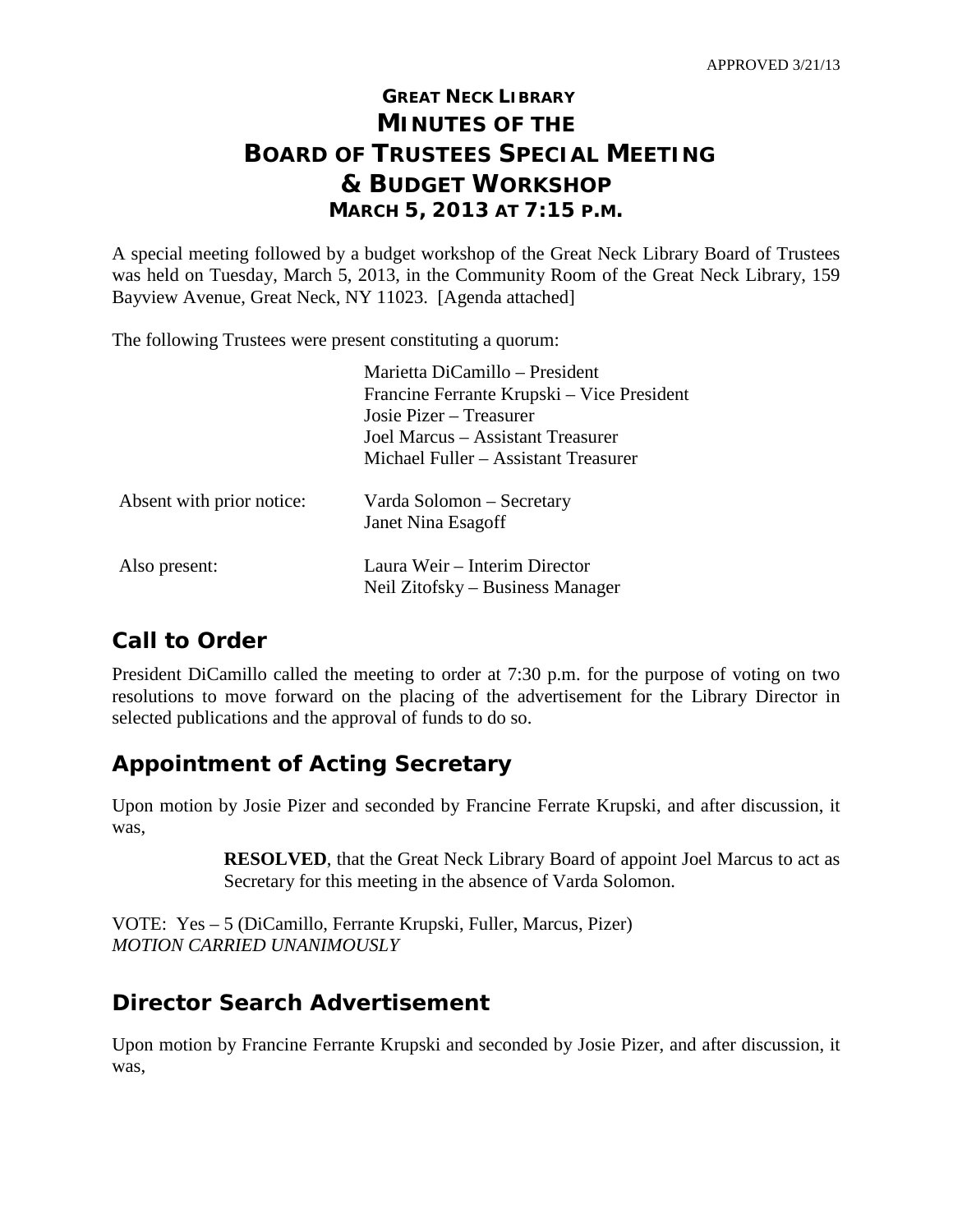APPROVED 3/21/13

# GREAT NECK LIBRARY MINUTES OF THE BOARD OF TRUSTEES SPECIAL MEETING & BUDGET WORKSHOP

## MARCH 5, 2013 AT 7:15 P.M.

A special meeting followed by a budget workshop of the Great Neck Library Board of Trustees was held on Tuesday, March 5, 2013, in the Community Room of the Great Neck Library, 159 Bayview Avenue, Great Neck, NY 11023. [Agenda attached]

The following Trustees were present constituting a quorum:

Marietta DiCamillo – President
Francine Ferrante Krupski – Vice President
Josie Pizer – Treasurer
Joel Marcus – Assistant Treasurer
Michael Fuller – Assistant Treasurer

Absent with prior notice: Varda Solomon – Secretary
Janet Nina Esagoff

Also present: Laura Weir – Interim Director
Neil Zitofsky – Business Manager

## Call to Order

President DiCamillo called the meeting to order at 7:30 p.m. for the purpose of voting on two resolutions to move forward on the placing of the advertisement for the Library Director in selected publications and the approval of funds to do so.

## Appointment of Acting Secretary

Upon motion by Josie Pizer and seconded by Francine Ferrate Krupski, and after discussion, it was,

> **RESOLVED**, that the Great Neck Library Board of appoint Joel Marcus to act as Secretary for this meeting in the absence of Varda Solomon.

VOTE: Yes – 5 (DiCamillo, Ferrante Krupski, Fuller, Marcus, Pizer)
*MOTION CARRIED UNANIMOUSLY*

## Director Search Advertisement

Upon motion by Francine Ferrante Krupski and seconded by Josie Pizer, and after discussion, it was,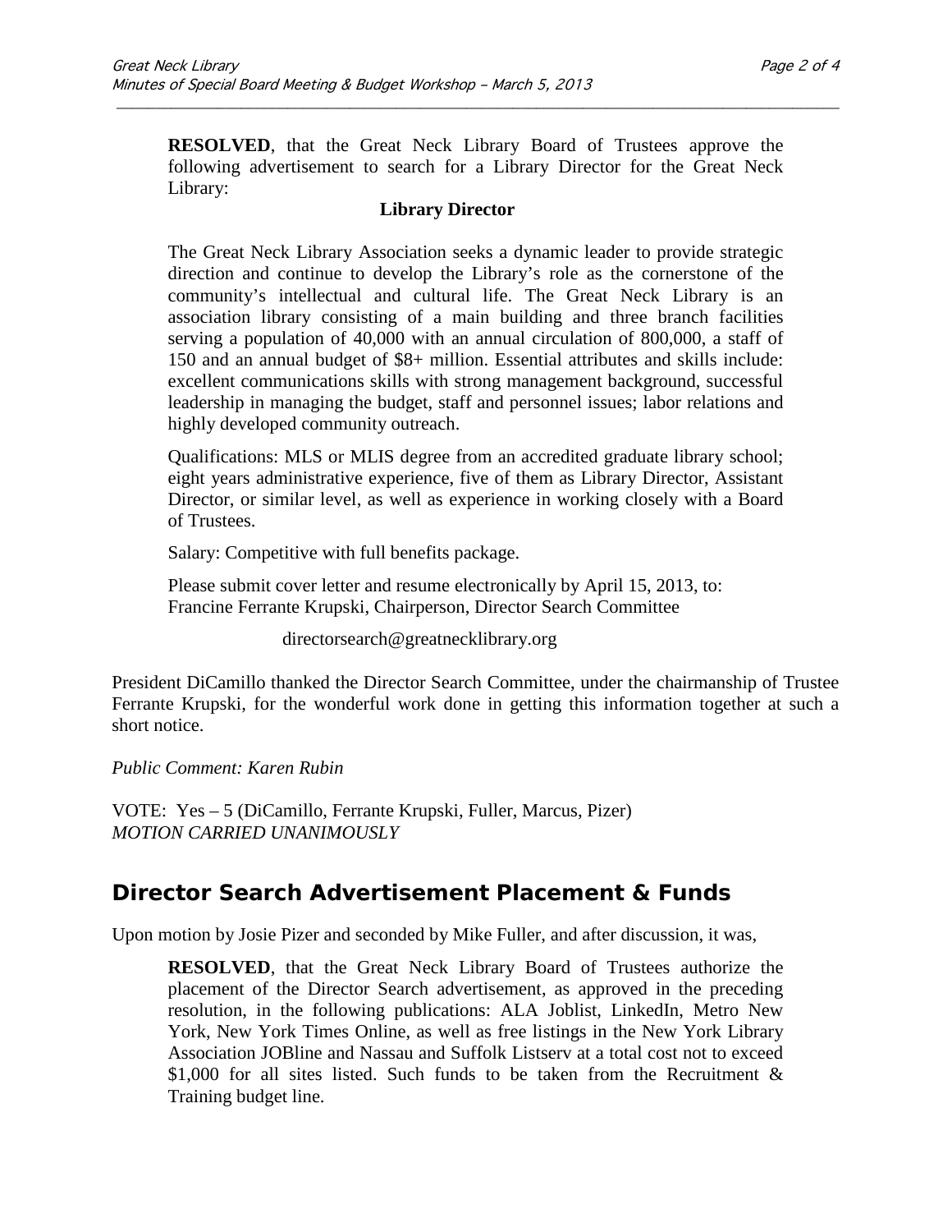**RESOLVED**, that the Great Neck Library Board of Trustees approve the following advertisement to search for a Library Director for the Great Neck Library:

**Library Director**

The Great Neck Library Association seeks a dynamic leader to provide strategic direction and continue to develop the Library's role as the cornerstone of the community's intellectual and cultural life. The Great Neck Library is an association library consisting of a main building and three branch facilities serving a population of 40,000 with an annual circulation of 800,000, a staff of 150 and an annual budget of $8+ million. Essential attributes and skills include: excellent communications skills with strong management background, successful leadership in managing the budget, staff and personnel issues; labor relations and highly developed community outreach.

Qualifications: MLS or MLIS degree from an accredited graduate library school; eight years administrative experience, five of them as Library Director, Assistant Director, or similar level, as well as experience in working closely with a Board of Trustees.

Salary: Competitive with full benefits package.

Please submit cover letter and resume electronically by April 15, 2013, to:
Francine Ferrante Krupski, Chairperson, Director Search Committee

directorsearch@greatnecklibrary.org

President DiCamillo thanked the Director Search Committee, under the chairmanship of Trustee Ferrante Krupski, for the wonderful work done in getting this information together at such a short notice.

*Public Comment: Karen Rubin*

VOTE: Yes – 5 (DiCamillo, Ferrante Krupski, Fuller, Marcus, Pizer)
*MOTION CARRIED UNANIMOUSLY*

## Director Search Advertisement Placement & Funds

Upon motion by Josie Pizer and seconded by Mike Fuller, and after discussion, it was,

**RESOLVED**, that the Great Neck Library Board of Trustees authorize the placement of the Director Search advertisement, as approved in the preceding resolution, in the following publications: ALA Joblist, LinkedIn, Metro New York, New York Times Online, as well as free listings in the New York Library Association JOBline and Nassau and Suffolk Listserv at a total cost not to exceed $1,000 for all sites listed. Such funds to be taken from the Recruitment & Training budget line.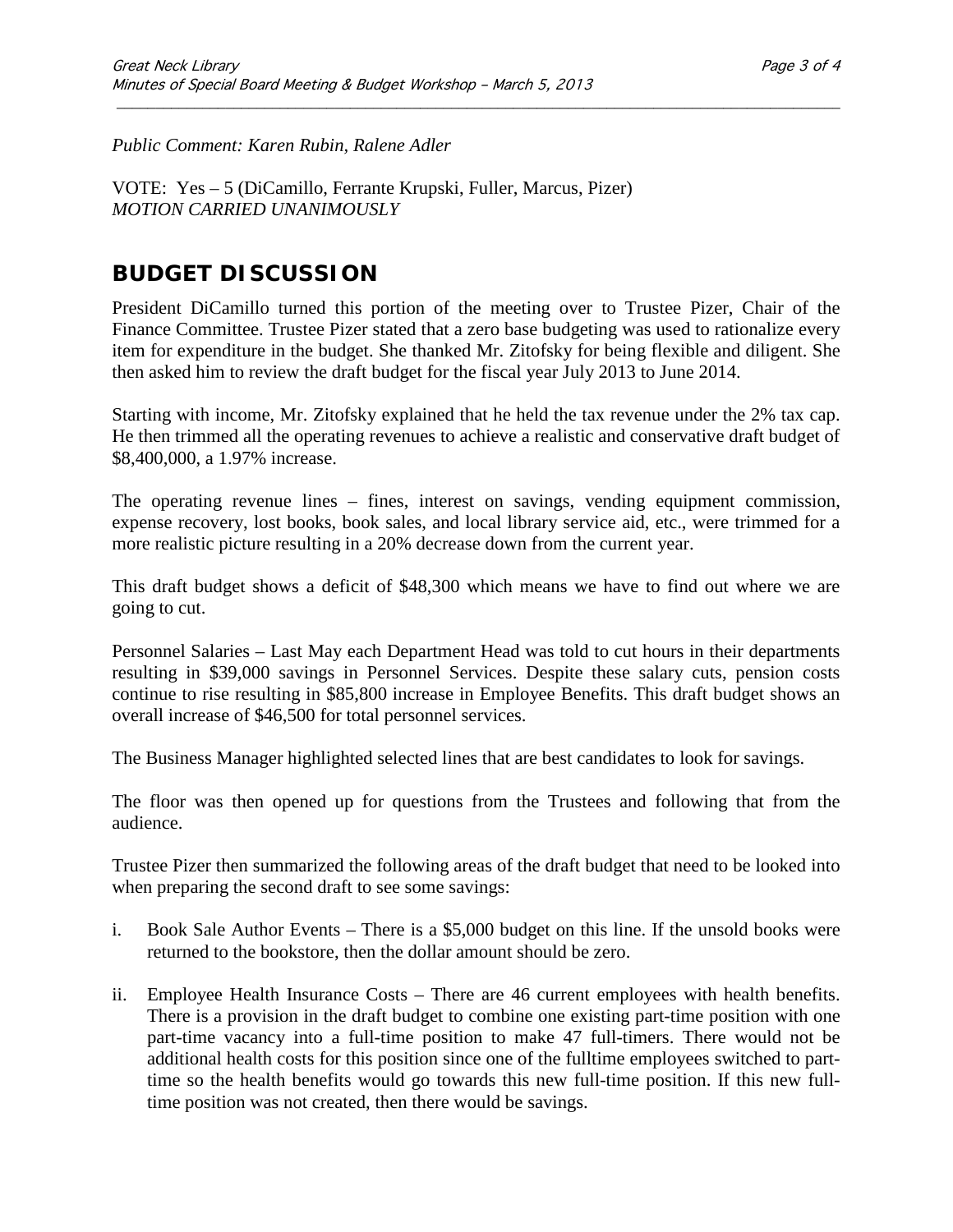*Public Comment: Karen Rubin, Ralene Adler*

VOTE: Yes – 5 (DiCamillo, Ferrante Krupski, Fuller, Marcus, Pizer)
*MOTION CARRIED UNANIMOUSLY*

## BUDGET DISCUSSION

President DiCamillo turned this portion of the meeting over to Trustee Pizer, Chair of the Finance Committee. Trustee Pizer stated that a zero base budgeting was used to rationalize every item for expenditure in the budget. She thanked Mr. Zitofsky for being flexible and diligent. She then asked him to review the draft budget for the fiscal year July 2013 to June 2014.

Starting with income, Mr. Zitofsky explained that he held the tax revenue under the 2% tax cap. He then trimmed all the operating revenues to achieve a realistic and conservative draft budget of $8,400,000, a 1.97% increase.

The operating revenue lines – fines, interest on savings, vending equipment commission, expense recovery, lost books, book sales, and local library service aid, etc., were trimmed for a more realistic picture resulting in a 20% decrease down from the current year.

This draft budget shows a deficit of $48,300 which means we have to find out where we are going to cut.

Personnel Salaries – Last May each Department Head was told to cut hours in their departments resulting in $39,000 savings in Personnel Services. Despite these salary cuts, pension costs continue to rise resulting in $85,800 increase in Employee Benefits. This draft budget shows an overall increase of $46,500 for total personnel services.

The Business Manager highlighted selected lines that are best candidates to look for savings.

The floor was then opened up for questions from the Trustees and following that from the audience.

Trustee Pizer then summarized the following areas of the draft budget that need to be looked into when preparing the second draft to see some savings:

i. Book Sale Author Events – There is a $5,000 budget on this line. If the unsold books were returned to the bookstore, then the dollar amount should be zero.

ii. Employee Health Insurance Costs – There are 46 current employees with health benefits. There is a provision in the draft budget to combine one existing part-time position with one part-time vacancy into a full-time position to make 47 full-timers. There would not be additional health costs for this position since one of the fulltime employees switched to part-time so the health benefits would go towards this new full-time position. If this new full-time position was not created, then there would be savings.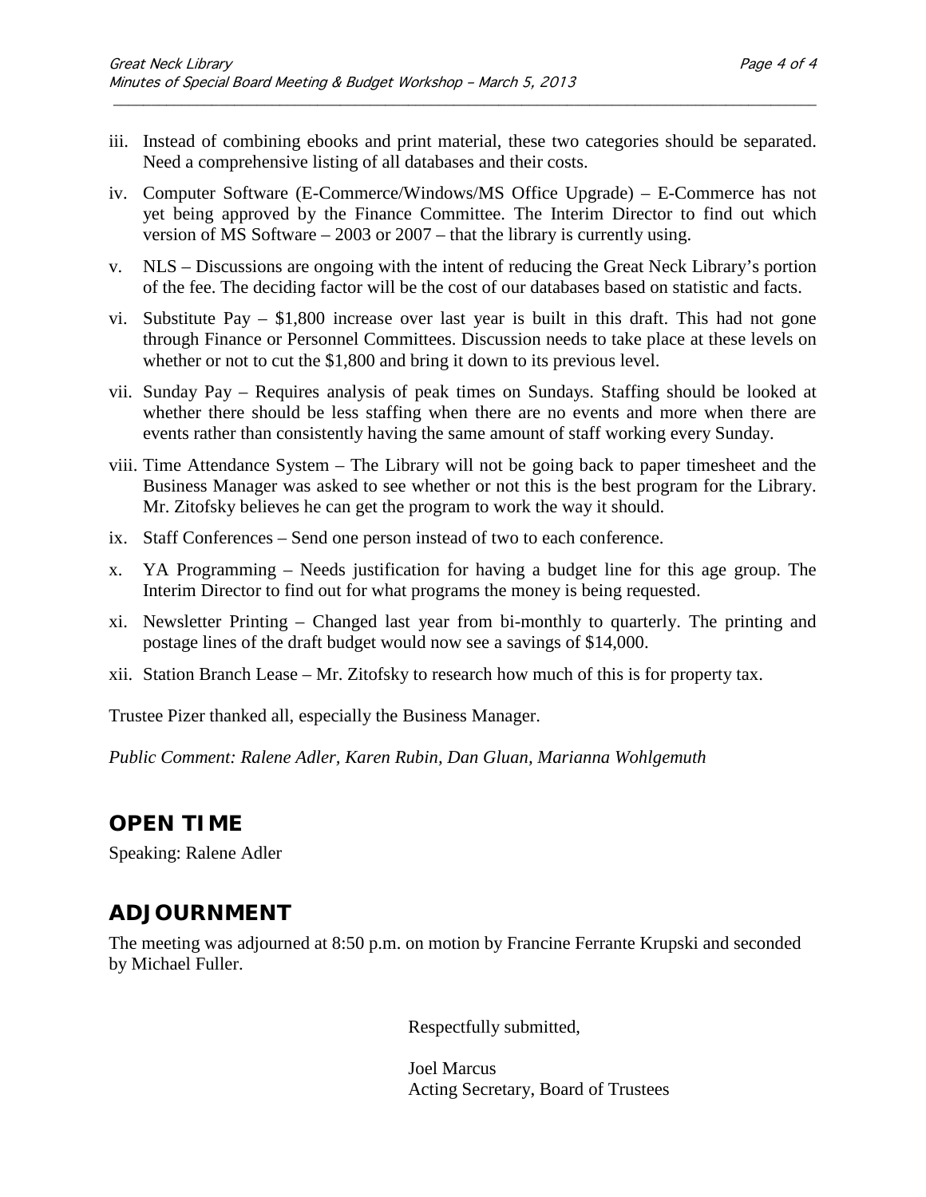iii. Instead of combining ebooks and print material, these two categories should be separated. Need a comprehensive listing of all databases and their costs.

iv. Computer Software (E-Commerce/Windows/MS Office Upgrade) – E-Commerce has not yet being approved by the Finance Committee. The Interim Director to find out which version of MS Software – 2003 or 2007 – that the library is currently using.

v. NLS – Discussions are ongoing with the intent of reducing the Great Neck Library's portion of the fee. The deciding factor will be the cost of our databases based on statistic and facts.

vi. Substitute Pay – $1,800 increase over last year is built in this draft. This had not gone through Finance or Personnel Committees. Discussion needs to take place at these levels on whether or not to cut the $1,800 and bring it down to its previous level.

vii. Sunday Pay – Requires analysis of peak times on Sundays. Staffing should be looked at whether there should be less staffing when there are no events and more when there are events rather than consistently having the same amount of staff working every Sunday.

viii. Time Attendance System – The Library will not be going back to paper timesheet and the Business Manager was asked to see whether or not this is the best program for the Library. Mr. Zitofsky believes he can get the program to work the way it should.

ix. Staff Conferences – Send one person instead of two to each conference.

x. YA Programming – Needs justification for having a budget line for this age group. The Interim Director to find out for what programs the money is being requested.

xi. Newsletter Printing – Changed last year from bi-monthly to quarterly. The printing and postage lines of the draft budget would now see a savings of $14,000.

xii. Station Branch Lease – Mr. Zitofsky to research how much of this is for property tax.

Trustee Pizer thanked all, especially the Business Manager.

*Public Comment: Ralene Adler, Karen Rubin, Dan Gluan, Marianna Wohlgemuth*

## OPEN TIME

Speaking: Ralene Adler

## ADJOURNMENT

The meeting was adjourned at 8:50 p.m. on motion by Francine Ferrante Krupski and seconded by Michael Fuller.

Respectfully submitted,

Joel Marcus
Acting Secretary, Board of Trustees